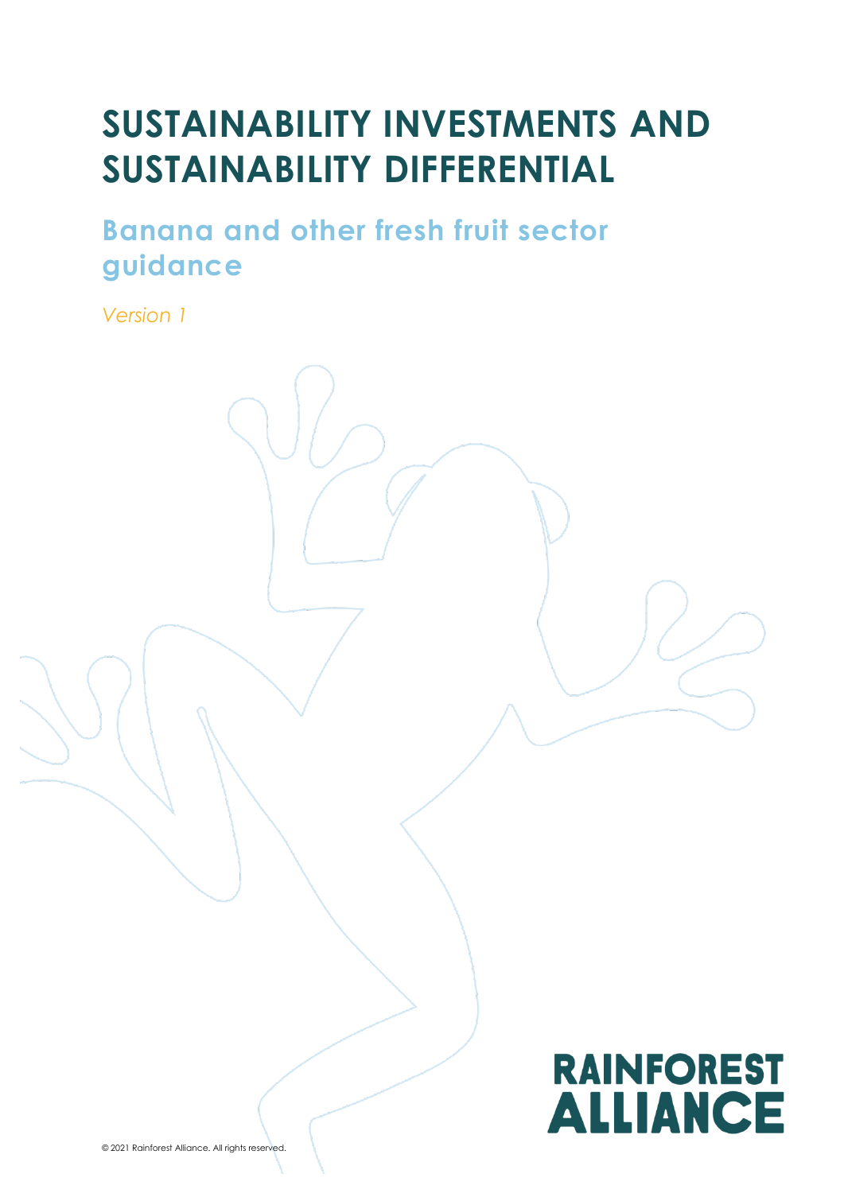# SUSTAINABILITY INVESTMENTS AND SUSTAINABILITY DIFFERENTIAL

## Banana and other fresh fruit sector guidance

*Version 1*

RAINFOREST ALLIANCE

© 2021 Rainforest Alliance. All rights reserved.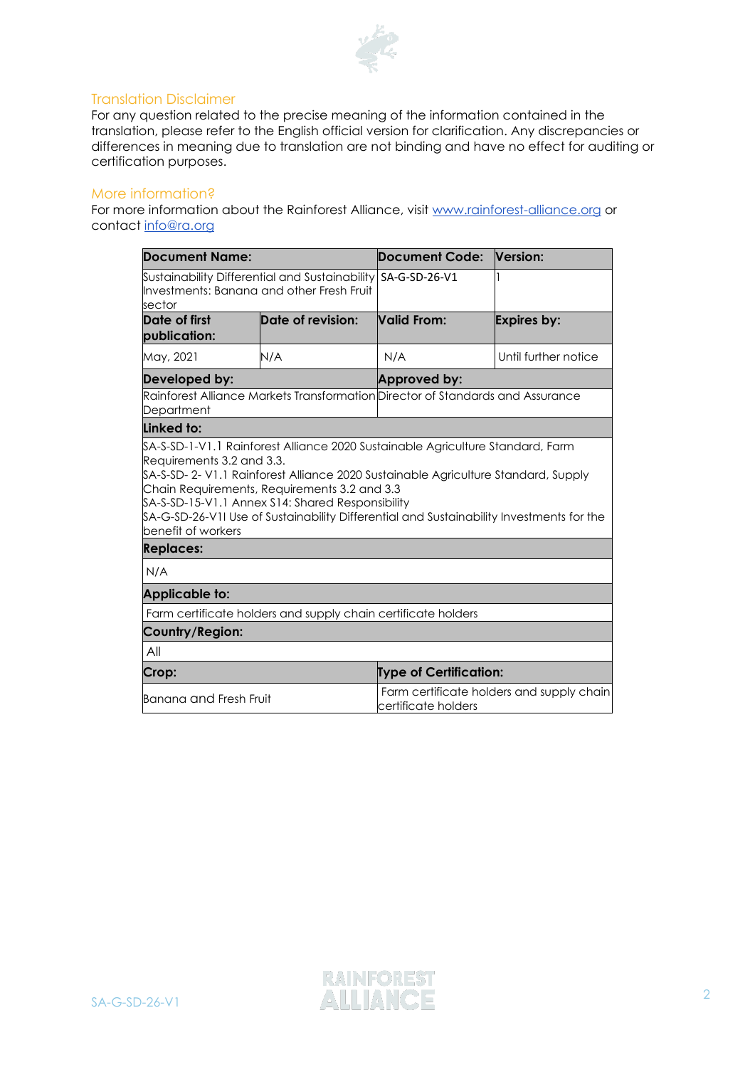### Translation Disclaimer

For any question related to the precise meaning of the information contained in the translation, please refer to the English official version for clarification. Any discrepancies or differences in meaning due to translation are not binding and have no effect for auditing or certification purposes.

### More information?

For more information about the Rainforest Alliance, visit www.rainforest-alliance.org or contact info@ra.org

| **Document Name:** | | **Document Code:** | **Version:** |
|---|---|---|---|
| Sustainability Differential and Sustainability Investments: Banana and other Fresh Fruit sector | | SA-G-SD-26-V1 | 1 |
| **Date of first publication:** | **Date of revision:** | **Valid From:** | **Expires by:** |
| May, 2021 | N/A | N/A | Until further notice |
| **Developed by:** | | **Approved by:** | |
| Rainforest Alliance Markets Transformation Department | | Director of Standards and Assurance | |
| **Linked to:** | | | |
| SA-S-SD-1-V1.1 Rainforest Alliance 2020 Sustainable Agriculture Standard, Farm Requirements 3.2 and 3.3.<br>SA-S-SD- 2- V1.1 Rainforest Alliance 2020 Sustainable Agriculture Standard, Supply Chain Requirements, Requirements 3.2 and 3.3<br>SA-S-SD-15-V1.1 Annex S14: Shared Responsibility<br>SA-G-SD-26-V1I Use of Sustainability Differential and Sustainability Investments for the benefit of workers | | | |
| **Replaces:** | | | |
| N/A | | | |
| **Applicable to:** | | | |
| Farm certificate holders and supply chain certificate holders | | | |
| **Country/Region:** | | | |
| All | | | |
| **Crop:** | | **Type of Certification:** | |
| Banana and Fresh Fruit | | Farm certificate holders and supply chain certificate holders | |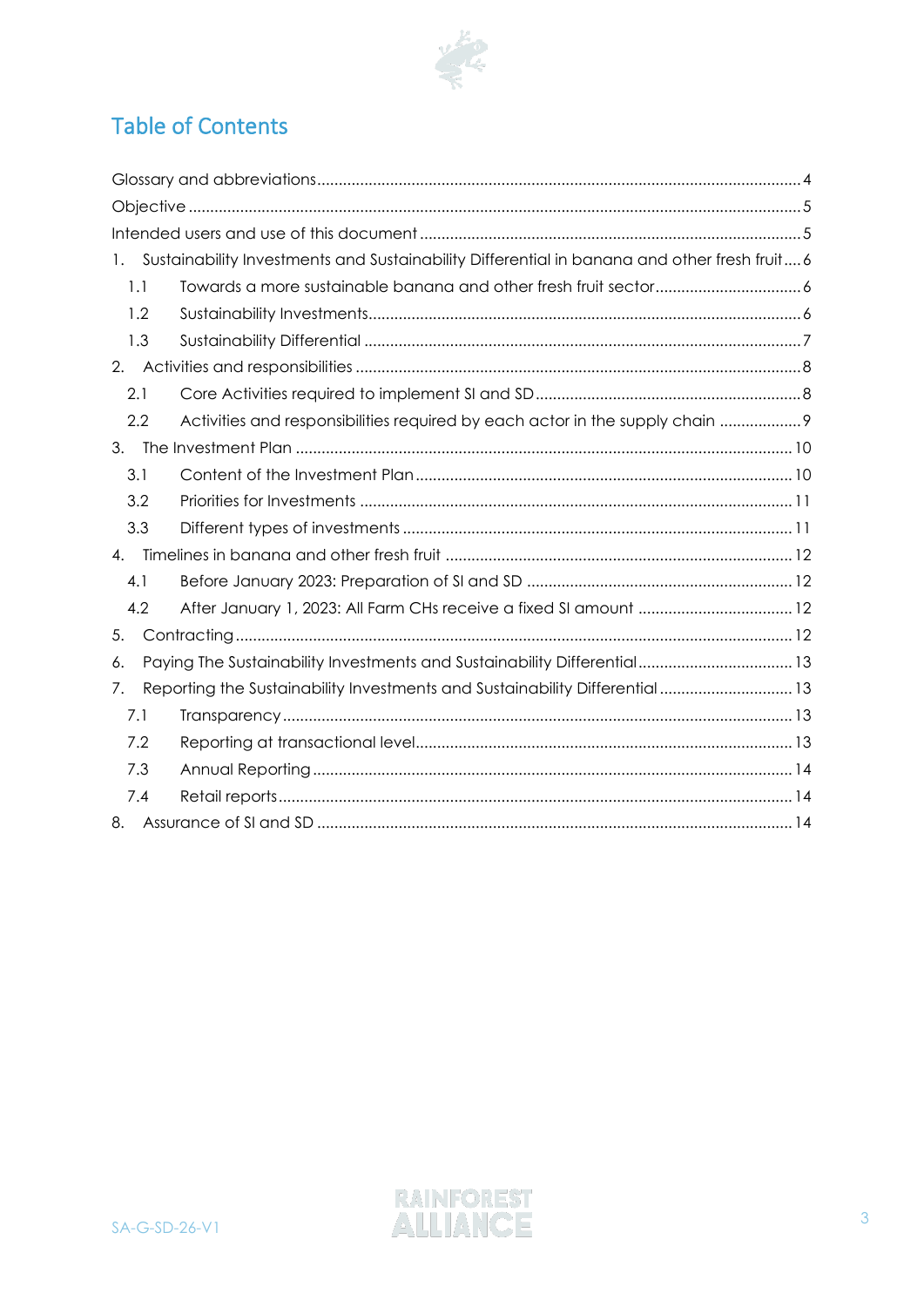# Table of Contents

- Glossary and abbreviations ..... 4
- Objective ..... 5
- Intended users and use of this document ..... 5
- 1. Sustainability Investments and Sustainability Differential in banana and other fresh fruit ..... 6
  - 1.1 Towards a more sustainable banana and other fresh fruit sector ..... 6
  - 1.2 Sustainability Investments ..... 6
  - 1.3 Sustainability Differential ..... 7
- 2. Activities and responsibilities ..... 8
  - 2.1 Core Activities required to implement SI and SD ..... 8
  - 2.2 Activities and responsibilities required by each actor in the supply chain ..... 9
- 3. The Investment Plan ..... 10
  - 3.1 Content of the Investment Plan ..... 10
  - 3.2 Priorities for Investments ..... 11
  - 3.3 Different types of investments ..... 11
- 4. Timelines in banana and other fresh fruit ..... 12
  - 4.1 Before January 2023: Preparation of SI and SD ..... 12
  - 4.2 After January 1, 2023: All Farm CHs receive a fixed SI amount ..... 12
- 5. Contracting ..... 12
- 6. Paying The Sustainability Investments and Sustainability Differential ..... 13
- 7. Reporting the Sustainability Investments and Sustainability Differential ..... 13
  - 7.1 Transparency ..... 13
  - 7.2 Reporting at transactional level ..... 13
  - 7.3 Annual Reporting ..... 14
  - 7.4 Retail reports ..... 14
- 8. Assurance of SI and SD ..... 14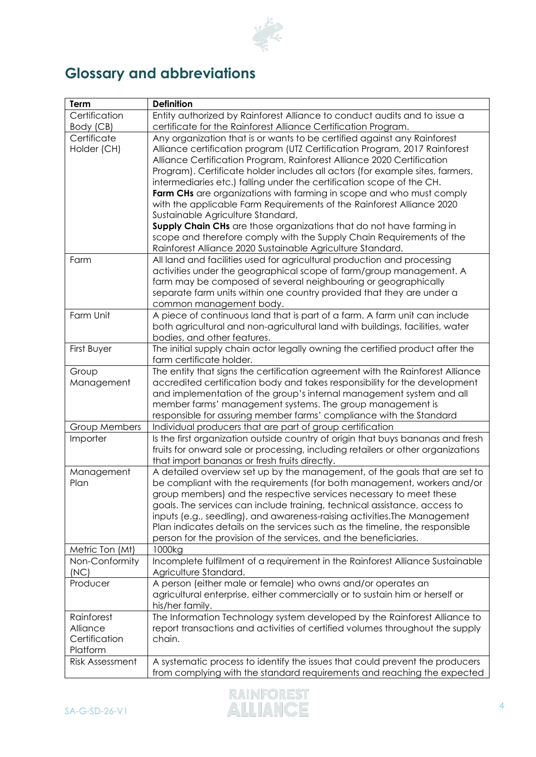## Glossary and abbreviations

| Term | Definition |
|---|---|
| Certification Body (CB) | Entity authorized by Rainforest Alliance to conduct audits and to issue a certificate for the Rainforest Alliance Certification Program. |
| Certificate Holder (CH) | Any organization that is or wants to be certified against any Rainforest Alliance certification program (UTZ Certification Program, 2017 Rainforest Alliance Certification Program, Rainforest Alliance 2020 Certification Program). Certificate holder includes all actors (for example sites, farmers, intermediaries etc.) falling under the certification scope of the CH. **Farm CHs** are organizations with farming in scope and who must comply with the applicable Farm Requirements of the Rainforest Alliance 2020 Sustainable Agriculture Standard, **Supply Chain CHs** are those organizations that do not have farming in scope and therefore comply with the Supply Chain Requirements of the Rainforest Alliance 2020 Sustainable Agriculture Standard. |
| Farm | All land and facilities used for agricultural production and processing activities under the geographical scope of farm/group management. A farm may be composed of several neighbouring or geographically separate farm units within one country provided that they are under a common management body. |
| Farm Unit | A piece of continuous land that is part of a farm. A farm unit can include both agricultural and non-agricultural land with buildings, facilities, water bodies, and other features. |
| First Buyer | The initial supply chain actor legally owning the certified product after the farm certificate holder. |
| Group Management | The entity that signs the certification agreement with the Rainforest Alliance accredited certification body and takes responsibility for the development and implementation of the group's internal management system and all member farms' management systems. The group management is responsible for assuring member farms' compliance with the Standard |
| Group Members | Individual producers that are part of group certification |
| Importer | Is the first organization outside country of origin that buys bananas and fresh fruits for onward sale or processing, including retailers or other organizations that import bananas or fresh fruits directly. |
| Management Plan | A detailed overview set up by the management, of the goals that are set to be compliant with the requirements (for both management, workers and/or group members) and the respective services necessary to meet these goals. The services can include training, technical assistance, access to inputs (e.g., seedling), and awareness-raising activities.The Management Plan indicates details on the services such as the timeline, the responsible person for the provision of the services, and the beneficiaries. |
| Metric Ton (Mt) | 1000kg |
| Non-Conformity (NC) | Incomplete fulfilment of a requirement in the Rainforest Alliance Sustainable Agriculture Standard. |
| Producer | A person (either male or female) who owns and/or operates an agricultural enterprise, either commercially or to sustain him or herself or his/her family. |
| Rainforest Alliance Certification Platform | The Information Technology system developed by the Rainforest Alliance to report transactions and activities of certified volumes throughout the supply chain. |
| Risk Assessment | A systematic process to identify the issues that could prevent the producers from complying with the standard requirements and reaching the expected |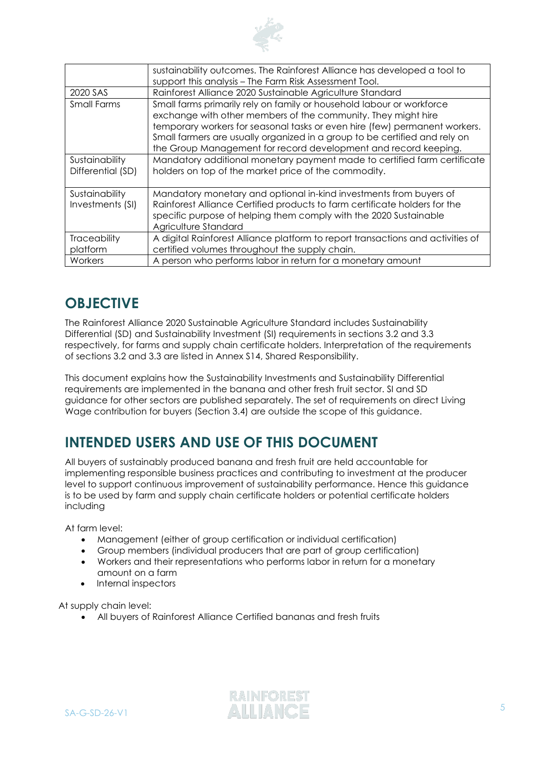| | |
|---|---|
| | sustainability outcomes. The Rainforest Alliance has developed a tool to support this analysis – The Farm Risk Assessment Tool. |
| 2020 SAS | Rainforest Alliance 2020 Sustainable Agriculture Standard |
| Small Farms | Small farms primarily rely on family or household labour or workforce exchange with other members of the community. They might hire temporary workers for seasonal tasks or even hire (few) permanent workers. Small farmers are usually organized in a group to be certified and rely on the Group Management for record development and record keeping. |
| Sustainability Differential (SD) | Mandatory additional monetary payment made to certified farm certificate holders on top of the market price of the commodity. |
| Sustainability Investments (SI) | Mandatory monetary and optional in-kind investments from buyers of Rainforest Alliance Certified products to farm certificate holders for the specific purpose of helping them comply with the 2020 Sustainable Agriculture Standard |
| Traceability platform | A digital Rainforest Alliance platform to report transactions and activities of certified volumes throughout the supply chain. |
| Workers | A person who performs labor in return for a monetary amount |

## OBJECTIVE

The Rainforest Alliance 2020 Sustainable Agriculture Standard includes Sustainability Differential (SD) and Sustainability Investment (SI) requirements in sections 3.2 and 3.3 respectively, for farms and supply chain certificate holders. Interpretation of the requirements of sections 3.2 and 3.3 are listed in Annex S14, Shared Responsibility.

This document explains how the Sustainability Investments and Sustainability Differential requirements are implemented in the banana and other fresh fruit sector. SI and SD guidance for other sectors are published separately. The set of requirements on direct Living Wage contribution for buyers (Section 3.4) are outside the scope of this guidance.

## INTENDED USERS AND USE OF THIS DOCUMENT

All buyers of sustainably produced banana and fresh fruit are held accountable for implementing responsible business practices and contributing to investment at the producer level to support continuous improvement of sustainability performance. Hence this guidance is to be used by farm and supply chain certificate holders or potential certificate holders including

At farm level:

- Management (either of group certification or individual certification)
- Group members (individual producers that are part of group certification)
- Workers and their representations who performs labor in return for a monetary amount on a farm
- Internal inspectors

At supply chain level:

- All buyers of Rainforest Alliance Certified bananas and fresh fruits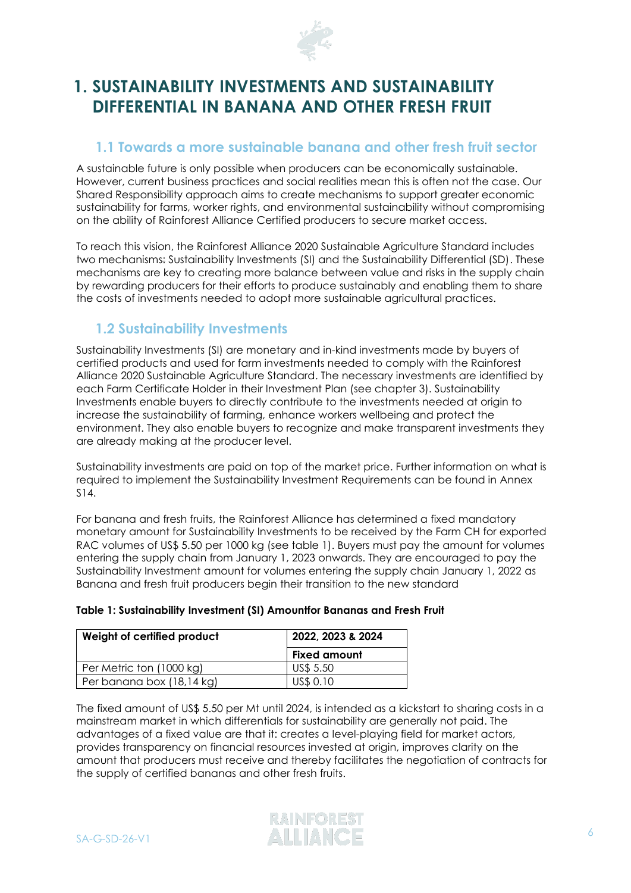# 1. SUSTAINABILITY INVESTMENTS AND SUSTAINABILITY DIFFERENTIAL IN BANANA AND OTHER FRESH FRUIT

## 1.1 Towards a more sustainable banana and other fresh fruit sector

A sustainable future is only possible when producers can be economically sustainable. However, current business practices and social realities mean this is often not the case. Our Shared Responsibility approach aims to create mechanisms to support greater economic sustainability for farms, worker rights, and environmental sustainability without compromising on the ability of Rainforest Alliance Certified producers to secure market access.

To reach this vision, the Rainforest Alliance 2020 Sustainable Agriculture Standard includes two mechanisms: Sustainability Investments (SI) and the Sustainability Differential (SD). These mechanisms are key to creating more balance between value and risks in the supply chain by rewarding producers for their efforts to produce sustainably and enabling them to share the costs of investments needed to adopt more sustainable agricultural practices.

## 1.2 Sustainability Investments

Sustainability Investments (SI) are monetary and in-kind investments made by buyers of certified products and used for farm investments needed to comply with the Rainforest Alliance 2020 Sustainable Agriculture Standard. The necessary investments are identified by each Farm Certificate Holder in their Investment Plan (see chapter 3). Sustainability Investments enable buyers to directly contribute to the investments needed at origin to increase the sustainability of farming, enhance workers wellbeing and protect the environment. They also enable buyers to recognize and make transparent investments they are already making at the producer level.

Sustainability investments are paid on top of the market price. Further information on what is required to implement the Sustainability Investment Requirements can be found in Annex S14.

For banana and fresh fruits, the Rainforest Alliance has determined a fixed mandatory monetary amount for Sustainability Investments to be received by the Farm CH for exported RAC volumes of US$ 5.50 per 1000 kg (see table 1). Buyers must pay the amount for volumes entering the supply chain from January 1, 2023 onwards. They are encouraged to pay the Sustainability Investment amount for volumes entering the supply chain January 1, 2022 as Banana and fresh fruit producers begin their transition to the new standard

**Table 1: Sustainability Investment (SI) Amountfor Bananas and Fresh Fruit**

| Weight of certified product | 2022, 2023 & 2024 |
|---|---|
| | **Fixed amount** |
| Per Metric ton (1000 kg) | US$ 5.50 |
| Per banana box (18,14 kg) | US$ 0.10 |

The fixed amount of US$ 5.50 per Mt until 2024, is intended as a kickstart to sharing costs in a mainstream market in which differentials for sustainability are generally not paid. The advantages of a fixed value are that it: creates a level-playing field for market actors, provides transparency on financial resources invested at origin, improves clarity on the amount that producers must receive and thereby facilitates the negotiation of contracts for the supply of certified bananas and other fresh fruits.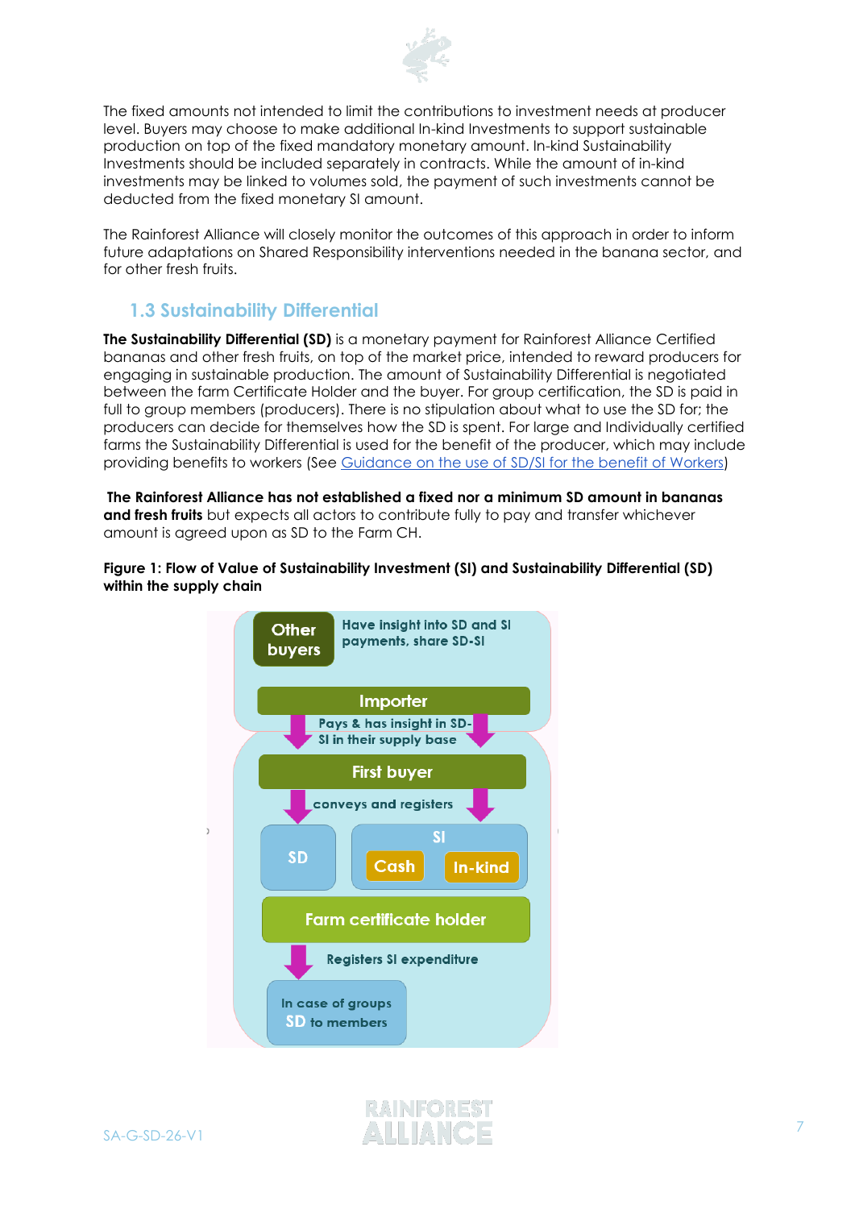The fixed amounts not intended to limit the contributions to investment needs at producer level. Buyers may choose to make additional In-kind Investments to support sustainable production on top of the fixed mandatory monetary amount. In-kind Sustainability Investments should be included separately in contracts. While the amount of in-kind investments may be linked to volumes sold, the payment of such investments cannot be deducted from the fixed monetary SI amount.

The Rainforest Alliance will closely monitor the outcomes of this approach in order to inform future adaptations on Shared Responsibility interventions needed in the banana sector, and for other fresh fruits.

## 1.3 Sustainability Differential

**The Sustainability Differential (SD)** is a monetary payment for Rainforest Alliance Certified bananas and other fresh fruits, on top of the market price, intended to reward producers for engaging in sustainable production. The amount of Sustainability Differential is negotiated between the farm Certificate Holder and the buyer. For group certification, the SD is paid in full to group members (producers). There is no stipulation about what to use the SD for; the producers can decide for themselves how the SD is spent. For large and Individually certified farms the Sustainability Differential is used for the benefit of the producer, which may include providing benefits to workers (See Guidance on the use of SD/SI for the benefit of Workers)

**The Rainforest Alliance has not established a fixed nor a minimum SD amount in bananas and fresh fruits** but expects all actors to contribute fully to pay and transfer whichever amount is agreed upon as SD to the Farm CH.

**Figure 1: Flow of Value of Sustainability Investment (SI) and Sustainability Differential (SD) within the supply chain**

Other buyers — Have insight into SD and SI payments, share SD-SI

Importer — Pays & has insight in SD-SI in their supply base

First buyer — conveys and registers

SD | SI (Cash, In-kind)

Farm certificate holder — Registers SI expenditure

In case of groups SD to members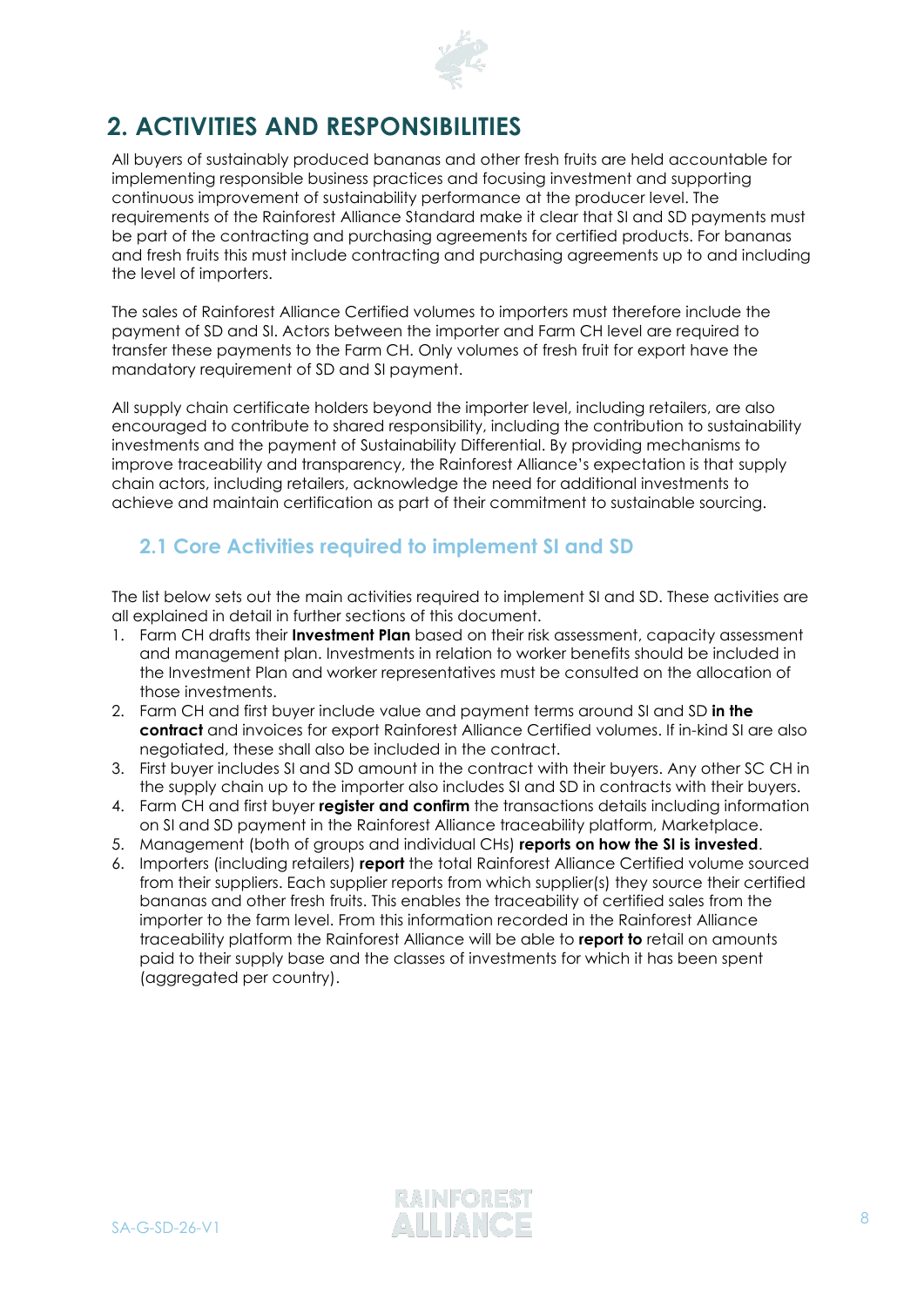## 2. ACTIVITIES AND RESPONSIBILITIES

All buyers of sustainably produced bananas and other fresh fruits are held accountable for implementing responsible business practices and focusing investment and supporting continuous improvement of sustainability performance at the producer level. The requirements of the Rainforest Alliance Standard make it clear that SI and SD payments must be part of the contracting and purchasing agreements for certified products. For bananas and fresh fruits this must include contracting and purchasing agreements up to and including the level of importers.

The sales of Rainforest Alliance Certified volumes to importers must therefore include the payment of SD and SI. Actors between the importer and Farm CH level are required to transfer these payments to the Farm CH. Only volumes of fresh fruit for export have the mandatory requirement of SD and SI payment.

All supply chain certificate holders beyond the importer level, including retailers, are also encouraged to contribute to shared responsibility, including the contribution to sustainability investments and the payment of Sustainability Differential. By providing mechanisms to improve traceability and transparency, the Rainforest Alliance's expectation is that supply chain actors, including retailers, acknowledge the need for additional investments to achieve and maintain certification as part of their commitment to sustainable sourcing.

### 2.1 Core Activities required to implement SI and SD

The list below sets out the main activities required to implement SI and SD. These activities are all explained in detail in further sections of this document.

1. Farm CH drafts their **Investment Plan** based on their risk assessment, capacity assessment and management plan. Investments in relation to worker benefits should be included in the Investment Plan and worker representatives must be consulted on the allocation of those investments.
2. Farm CH and first buyer include value and payment terms around SI and SD **in the contract** and invoices for export Rainforest Alliance Certified volumes. If in-kind SI are also negotiated, these shall also be included in the contract.
3. First buyer includes SI and SD amount in the contract with their buyers. Any other SC CH in the supply chain up to the importer also includes SI and SD in contracts with their buyers.
4. Farm CH and first buyer **register and confirm** the transactions details including information on SI and SD payment in the Rainforest Alliance traceability platform, Marketplace.
5. Management (both of groups and individual CHs) **reports on how the SI is invested**.
6. Importers (including retailers) **report** the total Rainforest Alliance Certified volume sourced from their suppliers. Each supplier reports from which supplier(s) they source their certified bananas and other fresh fruits. This enables the traceability of certified sales from the importer to the farm level. From this information recorded in the Rainforest Alliance traceability platform the Rainforest Alliance will be able to **report to** retail on amounts paid to their supply base and the classes of investments for which it has been spent (aggregated per country).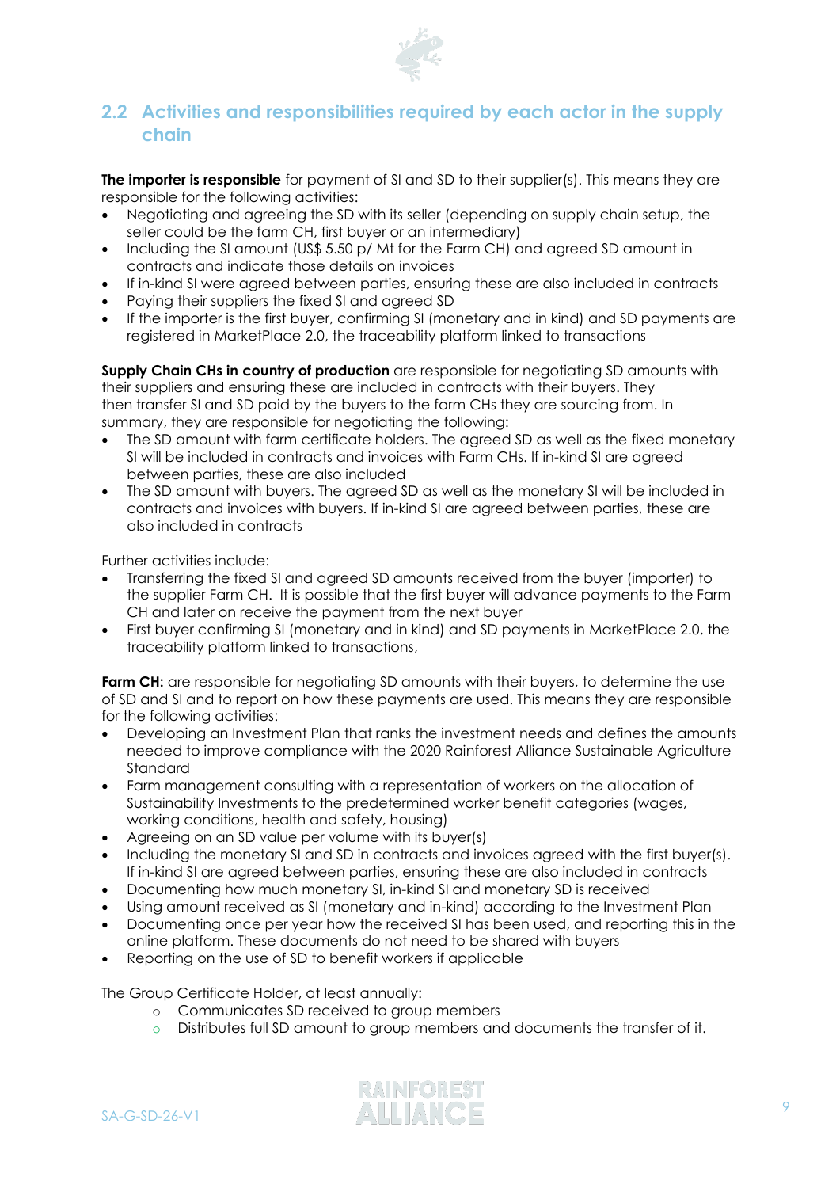## 2.2 Activities and responsibilities required by each actor in the supply chain

**The importer is responsible** for payment of SI and SD to their supplier(s). This means they are responsible for the following activities:

- Negotiating and agreeing the SD with its seller (depending on supply chain setup, the seller could be the farm CH, first buyer or an intermediary)
- Including the SI amount (US$ 5.50 p/ Mt for the Farm CH) and agreed SD amount in contracts and indicate those details on invoices
- If in-kind SI were agreed between parties, ensuring these are also included in contracts
- Paying their suppliers the fixed SI and agreed SD
- If the importer is the first buyer, confirming SI (monetary and in kind) and SD payments are registered in MarketPlace 2.0, the traceability platform linked to transactions

**Supply Chain CHs in country of production** are responsible for negotiating SD amounts with their suppliers and ensuring these are included in contracts with their buyers. They then transfer SI and SD paid by the buyers to the farm CHs they are sourcing from. In summary, they are responsible for negotiating the following:

- The SD amount with farm certificate holders. The agreed SD as well as the fixed monetary SI will be included in contracts and invoices with Farm CHs. If in-kind SI are agreed between parties, these are also included
- The SD amount with buyers. The agreed SD as well as the monetary SI will be included in contracts and invoices with buyers. If in-kind SI are agreed between parties, these are also included in contracts

Further activities include:

- Transferring the fixed SI and agreed SD amounts received from the buyer (importer) to the supplier Farm CH. It is possible that the first buyer will advance payments to the Farm CH and later on receive the payment from the next buyer
- First buyer confirming SI (monetary and in kind) and SD payments in MarketPlace 2.0, the traceability platform linked to transactions,

**Farm CH:** are responsible for negotiating SD amounts with their buyers, to determine the use of SD and SI and to report on how these payments are used. This means they are responsible for the following activities:

- Developing an Investment Plan that ranks the investment needs and defines the amounts needed to improve compliance with the 2020 Rainforest Alliance Sustainable Agriculture Standard
- Farm management consulting with a representation of workers on the allocation of Sustainability Investments to the predetermined worker benefit categories (wages, working conditions, health and safety, housing)
- Agreeing on an SD value per volume with its buyer(s)
- Including the monetary SI and SD in contracts and invoices agreed with the first buyer(s). If in-kind SI are agreed between parties, ensuring these are also included in contracts
- Documenting how much monetary SI, in-kind SI and monetary SD is received
- Using amount received as SI (monetary and in-kind) according to the Investment Plan
- Documenting once per year how the received SI has been used, and reporting this in the online platform. These documents do not need to be shared with buyers
- Reporting on the use of SD to benefit workers if applicable

The Group Certificate Holder, at least annually:

- Communicates SD received to group members
- Distributes full SD amount to group members and documents the transfer of it.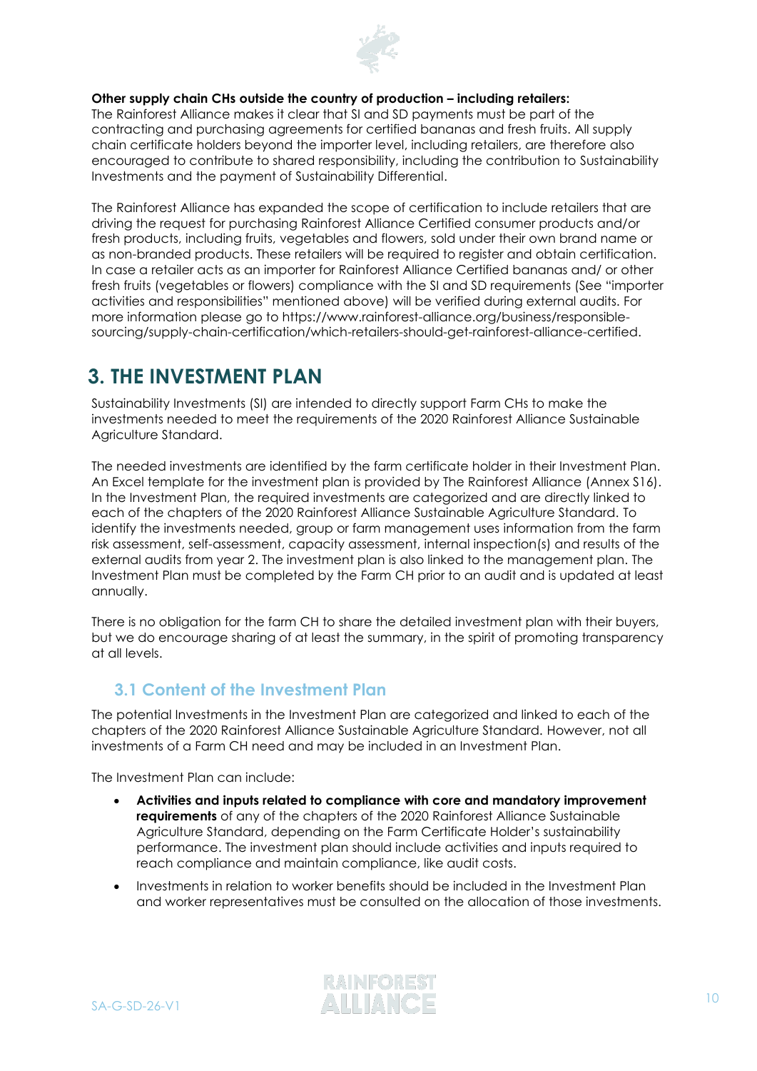**Other supply chain CHs outside the country of production – including retailers:**
The Rainforest Alliance makes it clear that SI and SD payments must be part of the contracting and purchasing agreements for certified bananas and fresh fruits. All supply chain certificate holders beyond the importer level, including retailers, are therefore also encouraged to contribute to shared responsibility, including the contribution to Sustainability Investments and the payment of Sustainability Differential.

The Rainforest Alliance has expanded the scope of certification to include retailers that are driving the request for purchasing Rainforest Alliance Certified consumer products and/or fresh products, including fruits, vegetables and flowers, sold under their own brand name or as non-branded products. These retailers will be required to register and obtain certification. In case a retailer acts as an importer for Rainforest Alliance Certified bananas and/ or other fresh fruits (vegetables or flowers) compliance with the SI and SD requirements (See "importer activities and responsibilities" mentioned above) will be verified during external audits. For more information please go to https://www.rainforest-alliance.org/business/responsible-sourcing/supply-chain-certification/which-retailers-should-get-rainforest-alliance-certified.

# 3. THE INVESTMENT PLAN

Sustainability Investments (SI) are intended to directly support Farm CHs to make the investments needed to meet the requirements of the 2020 Rainforest Alliance Sustainable Agriculture Standard.

The needed investments are identified by the farm certificate holder in their Investment Plan. An Excel template for the investment plan is provided by The Rainforest Alliance (Annex S16). In the Investment Plan, the required investments are categorized and are directly linked to each of the chapters of the 2020 Rainforest Alliance Sustainable Agriculture Standard. To identify the investments needed, group or farm management uses information from the farm risk assessment, self-assessment, capacity assessment, internal inspection(s) and results of the external audits from year 2. The investment plan is also linked to the management plan. The Investment Plan must be completed by the Farm CH prior to an audit and is updated at least annually.

There is no obligation for the farm CH to share the detailed investment plan with their buyers, but we do encourage sharing of at least the summary, in the spirit of promoting transparency at all levels.

## 3.1 Content of the Investment Plan

The potential Investments in the Investment Plan are categorized and linked to each of the chapters of the 2020 Rainforest Alliance Sustainable Agriculture Standard. However, not all investments of a Farm CH need and may be included in an Investment Plan.

The Investment Plan can include:

- **Activities and inputs related to compliance with core and mandatory improvement requirements** of any of the chapters of the 2020 Rainforest Alliance Sustainable Agriculture Standard, depending on the Farm Certificate Holder's sustainability performance. The investment plan should include activities and inputs required to reach compliance and maintain compliance, like audit costs.
- Investments in relation to worker benefits should be included in the Investment Plan and worker representatives must be consulted on the allocation of those investments.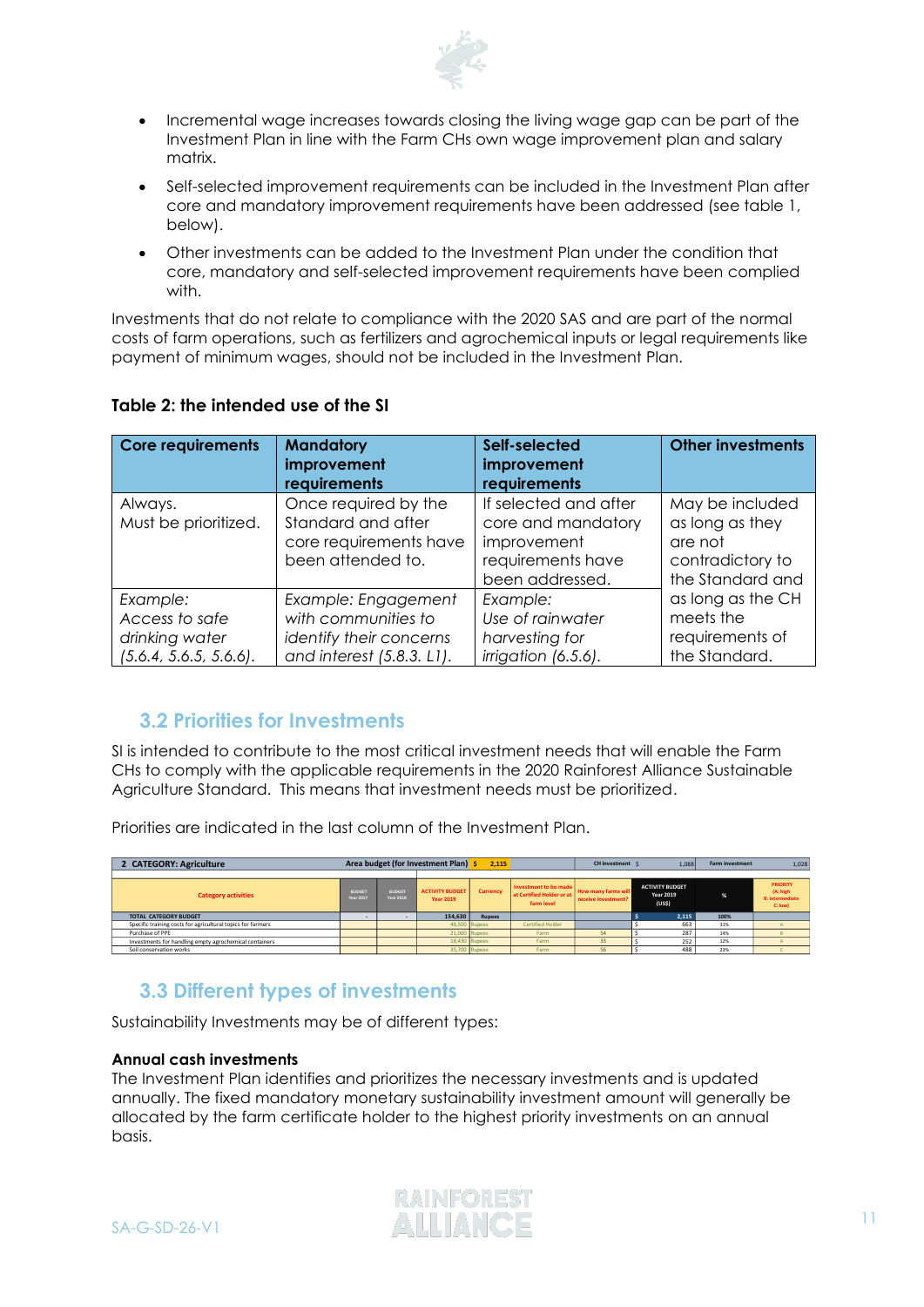- Incremental wage increases towards closing the living wage gap can be part of the Investment Plan in line with the Farm CHs own wage improvement plan and salary matrix.
- Self-selected improvement requirements can be included in the Investment Plan after core and mandatory improvement requirements have been addressed (see table 1, below).
- Other investments can be added to the Investment Plan under the condition that core, mandatory and self-selected improvement requirements have been complied with.

Investments that do not relate to compliance with the 2020 SAS and are part of the normal costs of farm operations, such as fertilizers and agrochemical inputs or legal requirements like payment of minimum wages, should not be included in the Investment Plan.

**Table 2: the intended use of the SI**

| Core requirements | Mandatory improvement requirements | Self-selected improvement requirements | Other investments |
|---|---|---|---|
| Always. Must be prioritized. | Once required by the Standard and after core requirements have been attended to. | If selected and after core and mandatory improvement requirements have been addressed. | May be included as long as they are not contradictory to the Standard and as long as the CH meets the requirements of the Standard. |
| *Example: Access to safe drinking water (5.6.4, 5.6.5, 5.6.6).* | *Example: Engagement with communities to identify their concerns and interest (5.8.3. L1).* | *Example: Use of rainwater harvesting for irrigation (6.5.6).* | |

## 3.2 Priorities for Investments

SI is intended to contribute to the most critical investment needs that will enable the Farm CHs to comply with the applicable requirements in the 2020 Rainforest Alliance Sustainable Agriculture Standard. This means that investment needs must be prioritized.

Priorities are indicated in the last column of the Investment Plan.

| 2 CATEGORY: Agriculture | | | Area budget (for Investment Plan) $ | 2,115 | | CH investment $ | 1,088 | Farm investment | 1,028 |
|---|---|---|---|---|---|---|---|---|---|
| Category activities | BUDGET Year 2017 | BUDGET Year 2018 | ACTIVITY BUDGET Year 2019 | Currency | Investment to be made at Certified Holder or at farm level | How many farms will receive investment? | ACTIVITY BUDGET Year 2019 (US$) | % | PRIORITY (A: high B: intermediate C: low) |
| TOTAL CATEGORY BUDGET | - | - | 154,630 | Rupees | | | $ 2,115 | 100% | |
| Specific training costs for agricultural topics for farmers | | | 48,500 | Rupees | Certified Holder | | $ 663 | 31% | A |
| Purchase of PPE | | | 21,000 | Rupees | Farm | 54 | $ 287 | 14% | B |
| Investments for handling empty agrochemical containers | | | 18,430 | Rupees | Farm | 33 | $ 252 | 12% | A |
| Soil conservation works | | | 35,700 | Rupees | Farm | 56 | $ 488 | 23% | C |

## 3.3 Different types of investments

Sustainability Investments may be of different types:

**Annual cash investments**

The Investment Plan identifies and prioritizes the necessary investments and is updated annually. The fixed mandatory monetary sustainability investment amount will generally be allocated by the farm certificate holder to the highest priority investments on an annual basis.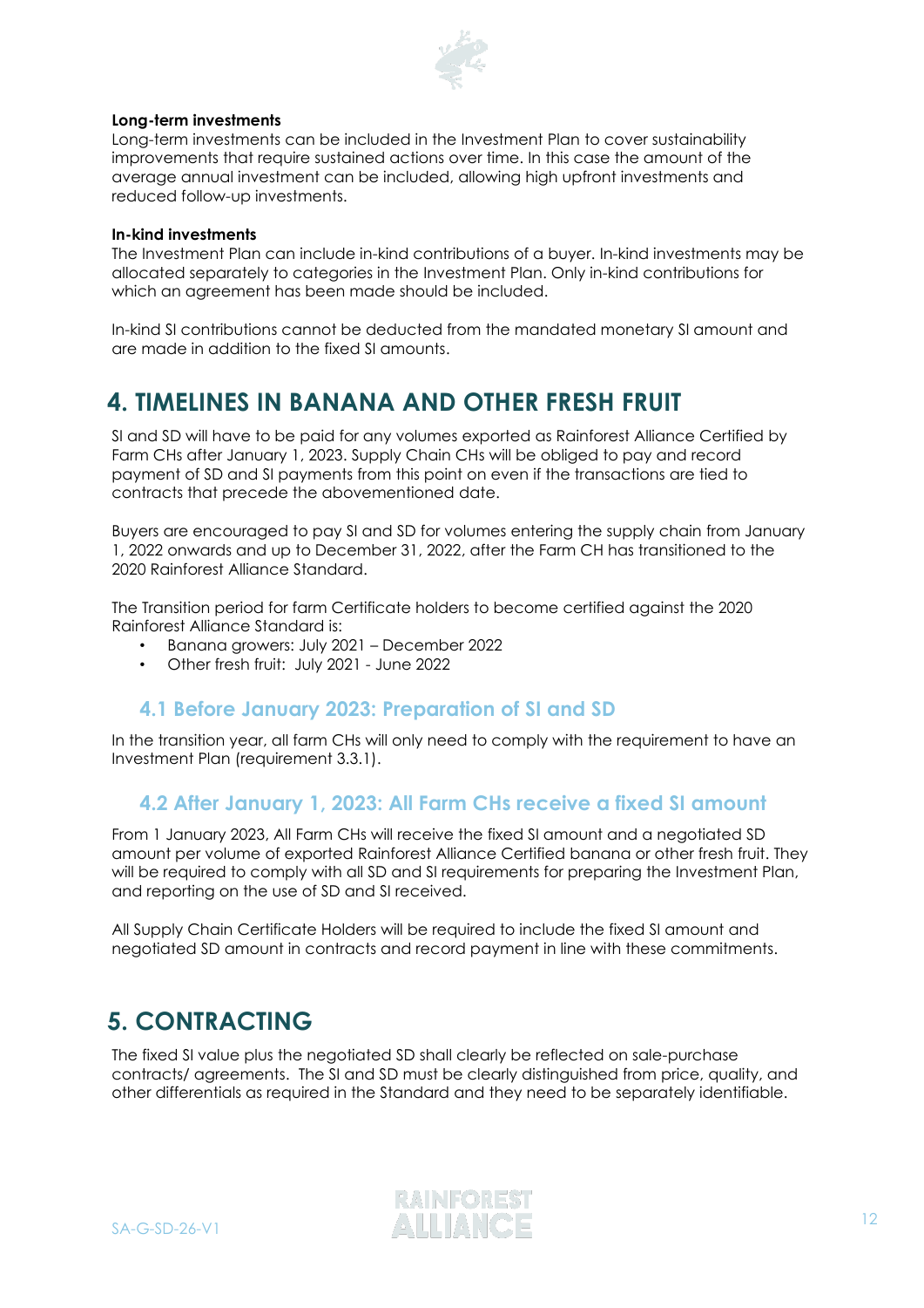**Long-term investments**
Long-term investments can be included in the Investment Plan to cover sustainability improvements that require sustained actions over time. In this case the amount of the average annual investment can be included, allowing high upfront investments and reduced follow-up investments.

**In-kind investments**
The Investment Plan can include in-kind contributions of a buyer. In-kind investments may be allocated separately to categories in the Investment Plan. Only in-kind contributions for which an agreement has been made should be included.

In-kind SI contributions cannot be deducted from the mandated monetary SI amount and are made in addition to the fixed SI amounts.

# 4. TIMELINES IN BANANA AND OTHER FRESH FRUIT

SI and SD will have to be paid for any volumes exported as Rainforest Alliance Certified by Farm CHs after January 1, 2023. Supply Chain CHs will be obliged to pay and record payment of SD and SI payments from this point on even if the transactions are tied to contracts that precede the abovementioned date.

Buyers are encouraged to pay SI and SD for volumes entering the supply chain from January 1, 2022 onwards and up to December 31, 2022, after the Farm CH has transitioned to the 2020 Rainforest Alliance Standard.

The Transition period for farm Certificate holders to become certified against the 2020 Rainforest Alliance Standard is:

- Banana growers: July 2021 – December 2022
- Other fresh fruit: July 2021 - June 2022

## 4.1 Before January 2023: Preparation of SI and SD

In the transition year, all farm CHs will only need to comply with the requirement to have an Investment Plan (requirement 3.3.1).

## 4.2 After January 1, 2023: All Farm CHs receive a fixed SI amount

From 1 January 2023, All Farm CHs will receive the fixed SI amount and a negotiated SD amount per volume of exported Rainforest Alliance Certified banana or other fresh fruit. They will be required to comply with all SD and SI requirements for preparing the Investment Plan, and reporting on the use of SD and SI received.

All Supply Chain Certificate Holders will be required to include the fixed SI amount and negotiated SD amount in contracts and record payment in line with these commitments.

# 5. CONTRACTING

The fixed SI value plus the negotiated SD shall clearly be reflected on sale-purchase contracts/ agreements. The SI and SD must be clearly distinguished from price, quality, and other differentials as required in the Standard and they need to be separately identifiable.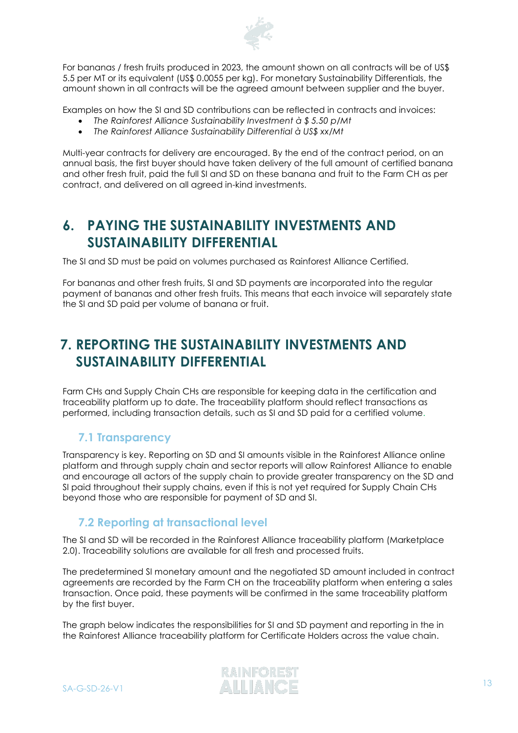For bananas / fresh fruits produced in 2023, the amount shown on all contracts will be of US$ 5.5 per MT or its equivalent (US$ 0.0055 per kg). For monetary Sustainability Differentials, the amount shown in all contracts will be the agreed amount between supplier and the buyer.

Examples on how the SI and SD contributions can be reflected in contracts and invoices:

- *The Rainforest Alliance Sustainability Investment à $ 5.50 p/Mt*
- *The Rainforest Alliance Sustainability Differential à US$ xx/Mt*

Multi-year contracts for delivery are encouraged. By the end of the contract period, on an annual basis, the first buyer should have taken delivery of the full amount of certified banana and other fresh fruit, paid the full SI and SD on these banana and fruit to the Farm CH as per contract, and delivered on all agreed in-kind investments.

# 6. PAYING THE SUSTAINABILITY INVESTMENTS AND SUSTAINABILITY DIFFERENTIAL

The SI and SD must be paid on volumes purchased as Rainforest Alliance Certified.

For bananas and other fresh fruits, SI and SD payments are incorporated into the regular payment of bananas and other fresh fruits. This means that each invoice will separately state the SI and SD paid per volume of banana or fruit.

# 7. REPORTING THE SUSTAINABILITY INVESTMENTS AND SUSTAINABILITY DIFFERENTIAL

Farm CHs and Supply Chain CHs are responsible for keeping data in the certification and traceability platform up to date. The traceability platform should reflect transactions as performed, including transaction details, such as SI and SD paid for a certified volume.

## 7.1 Transparency

Transparency is key. Reporting on SD and SI amounts visible in the Rainforest Alliance online platform and through supply chain and sector reports will allow Rainforest Alliance to enable and encourage all actors of the supply chain to provide greater transparency on the SD and SI paid throughout their supply chains, even if this is not yet required for Supply Chain CHs beyond those who are responsible for payment of SD and SI.

## 7.2 Reporting at transactional level

The SI and SD will be recorded in the Rainforest Alliance traceability platform (Marketplace 2.0). Traceability solutions are available for all fresh and processed fruits.

The predetermined SI monetary amount and the negotiated SD amount included in contract agreements are recorded by the Farm CH on the traceability platform when entering a sales transaction. Once paid, these payments will be confirmed in the same traceability platform by the first buyer.

The graph below indicates the responsibilities for SI and SD payment and reporting in the in the Rainforest Alliance traceability platform for Certificate Holders across the value chain.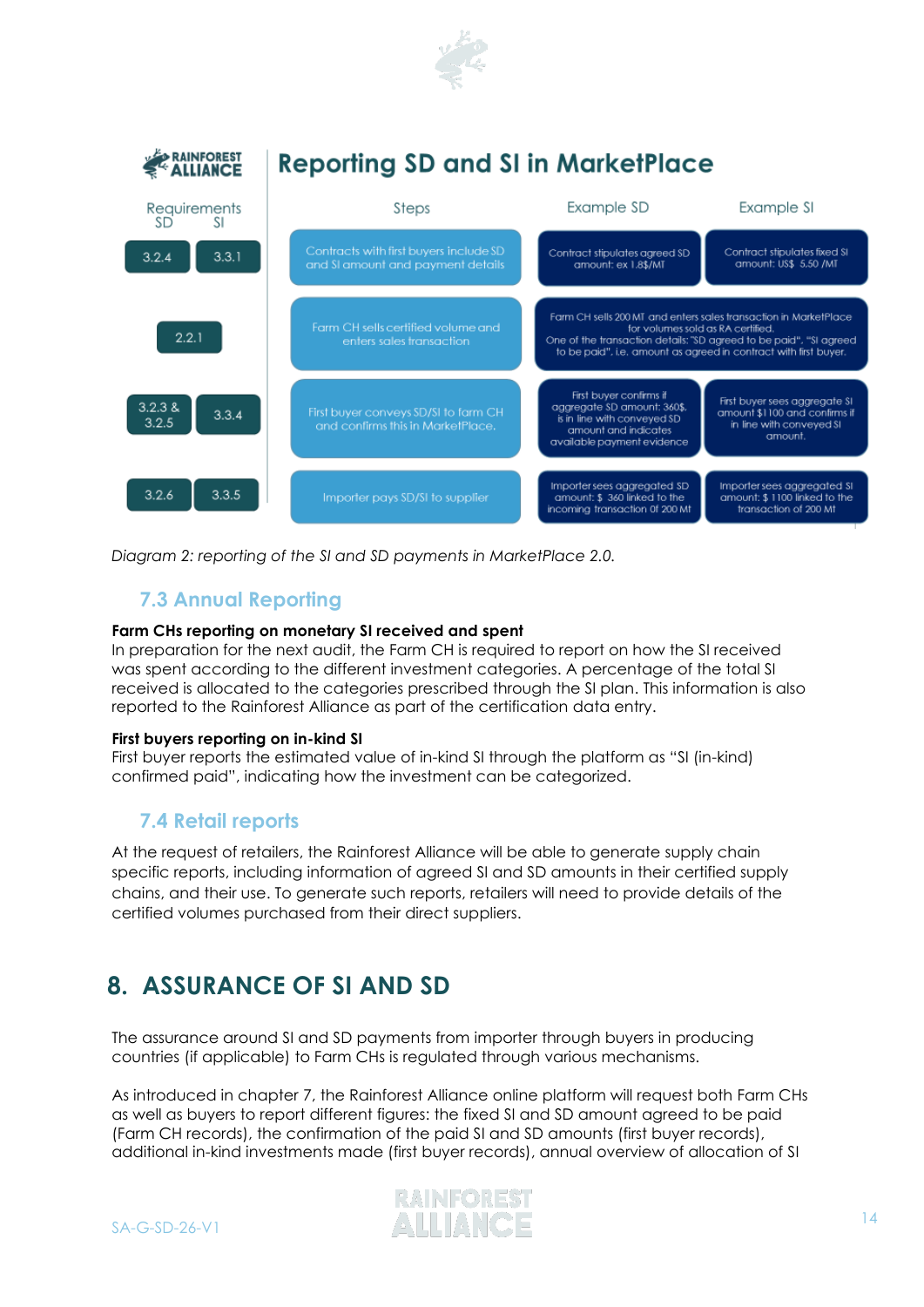## Reporting SD and SI in MarketPlace

| Requirements SD | Requirements SI | Steps | Example SD | Example SI |
|---|---|---|---|---|
| 3.2.4 | 3.3.1 | Contracts with first buyers include SD and SI amount and payment details | Contract stipulates agreed SD amount: ex 1.8$/MT | Contract stipulates fixed SI amount: US$ 5.50 /MT |
| 2.2.1 | | Farm CH sells certified volume and enters sales transaction | Farm CH sells 200 MT and enters sales transaction in MarketPlace for volumes sold as RA certified. One of the transaction details: "SD agreed to be paid". "SI agreed to be paid". i.e. amount as agreed in contract with first buyer. | |
| 3.2.3 & 3.2.5 | 3.3.4 | First buyer conveys SD/SI to farm CH and confirms this in MarketPlace. | First buyer confirms if aggregate SD amount: 360$. is in line with conveyed SD amount and indicates available payment evidence | First buyer sees aggregate SI amount $1100 and confirms if in line with conveyed SI amount. |
| 3.2.6 | 3.3.5 | Importer pays SD/SI to supplier | Importer sees aggregated SD amount: $ 360 linked to the incoming transaction of 200 Mt | Importer sees aggregated SI amount: $ 1100 linked to the transaction of 200 Mt |

*Diagram 2: reporting of the SI and SD payments in MarketPlace 2.0.*

### 7.3 Annual Reporting

**Farm CHs reporting on monetary SI received and spent**
In preparation for the next audit, the Farm CH is required to report on how the SI received was spent according to the different investment categories. A percentage of the total SI received is allocated to the categories prescribed through the SI plan. This information is also reported to the Rainforest Alliance as part of the certification data entry.

**First buyers reporting on in-kind SI**
First buyer reports the estimated value of in-kind SI through the platform as "SI (in-kind) confirmed paid", indicating how the investment can be categorized.

### 7.4 Retail reports

At the request of retailers, the Rainforest Alliance will be able to generate supply chain specific reports, including information of agreed SI and SD amounts in their certified supply chains, and their use. To generate such reports, retailers will need to provide details of the certified volumes purchased from their direct suppliers.

## 8. ASSURANCE OF SI AND SD

The assurance around SI and SD payments from importer through buyers in producing countries (if applicable) to Farm CHs is regulated through various mechanisms.

As introduced in chapter 7, the Rainforest Alliance online platform will request both Farm CHs as well as buyers to report different figures: the fixed SI and SD amount agreed to be paid (Farm CH records), the confirmation of the paid SI and SD amounts (first buyer records), additional in-kind investments made (first buyer records), annual overview of allocation of SI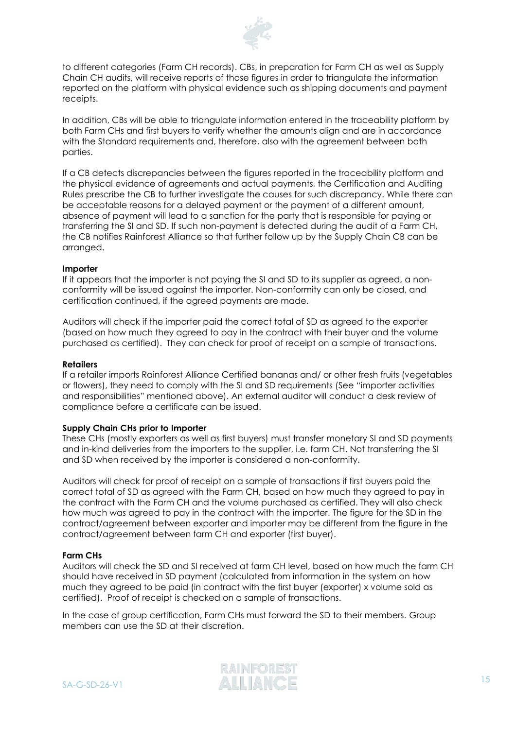to different categories (Farm CH records). CBs, in preparation for Farm CH as well as Supply Chain CH audits, will receive reports of those figures in order to triangulate the information reported on the platform with physical evidence such as shipping documents and payment receipts.

In addition, CBs will be able to triangulate information entered in the traceability platform by both Farm CHs and first buyers to verify whether the amounts align and are in accordance with the Standard requirements and, therefore, also with the agreement between both parties.

If a CB detects discrepancies between the figures reported in the traceability platform and the physical evidence of agreements and actual payments, the Certification and Auditing Rules prescribe the CB to further investigate the causes for such discrepancy. While there can be acceptable reasons for a delayed payment or the payment of a different amount, absence of payment will lead to a sanction for the party that is responsible for paying or transferring the SI and SD. If such non-payment is detected during the audit of a Farm CH, the CB notifies Rainforest Alliance so that further follow up by the Supply Chain CB can be arranged.

**Importer**

If it appears that the importer is not paying the SI and SD to its supplier as agreed, a non-conformity will be issued against the importer. Non-conformity can only be closed, and certification continued, if the agreed payments are made.

Auditors will check if the importer paid the correct total of SD as agreed to the exporter (based on how much they agreed to pay in the contract with their buyer and the volume purchased as certified). They can check for proof of receipt on a sample of transactions.

**Retailers**

If a retailer imports Rainforest Alliance Certified bananas and/ or other fresh fruits (vegetables or flowers), they need to comply with the SI and SD requirements (See "importer activities and responsibilities" mentioned above). An external auditor will conduct a desk review of compliance before a certificate can be issued.

**Supply Chain CHs prior to Importer**

These CHs (mostly exporters as well as first buyers) must transfer monetary SI and SD payments and in-kind deliveries from the importers to the supplier, i.e. farm CH. Not transferring the SI and SD when received by the importer is considered a non-conformity.

Auditors will check for proof of receipt on a sample of transactions if first buyers paid the correct total of SD as agreed with the Farm CH, based on how much they agreed to pay in the contract with the Farm CH and the volume purchased as certified. They will also check how much was agreed to pay in the contract with the importer. The figure for the SD in the contract/agreement between exporter and importer may be different from the figure in the contract/agreement between farm CH and exporter (first buyer).

**Farm CHs**

Auditors will check the SD and SI received at farm CH level, based on how much the farm CH should have received in SD payment (calculated from information in the system on how much they agreed to be paid (in contract with the first buyer (exporter) x volume sold as certified). Proof of receipt is checked on a sample of transactions.

In the case of group certification, Farm CHs must forward the SD to their members. Group members can use the SD at their discretion.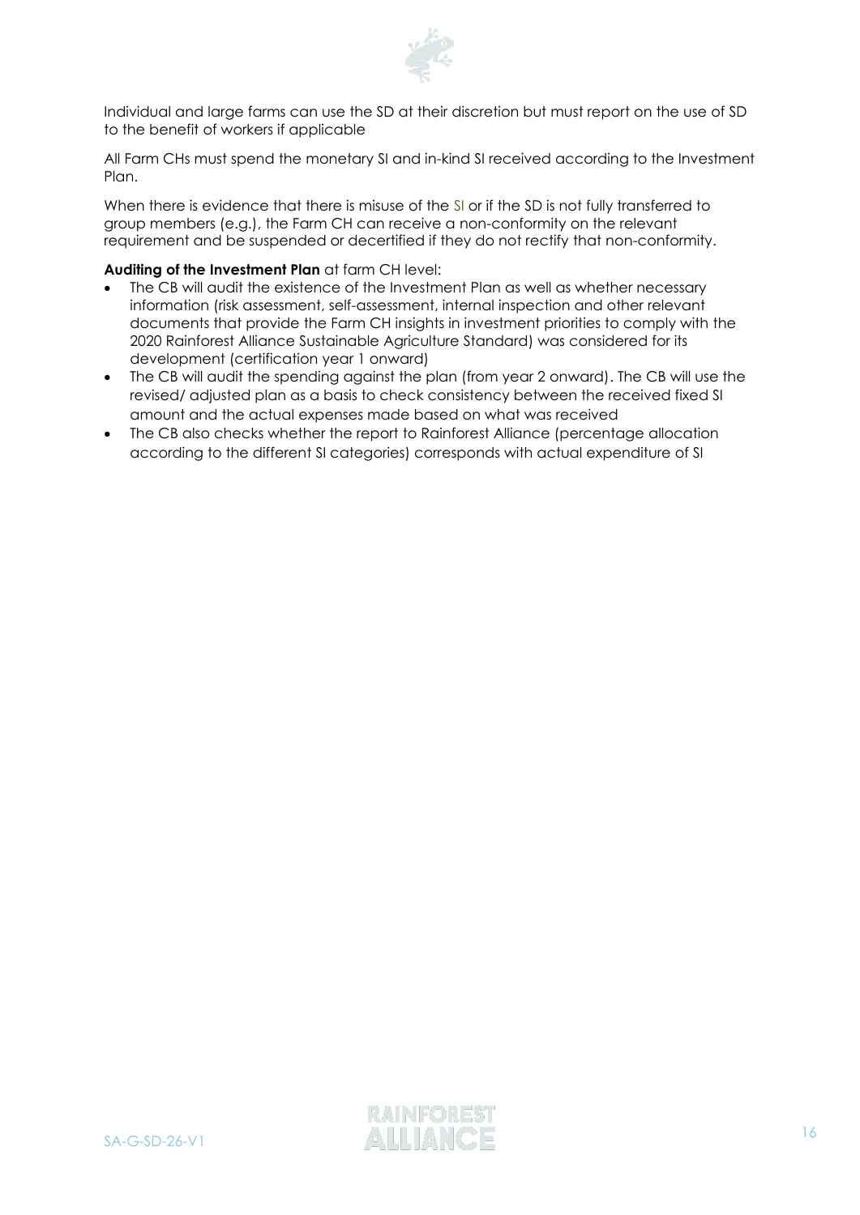Individual and large farms can use the SD at their discretion but must report on the use of SD to the benefit of workers if applicable

All Farm CHs must spend the monetary SI and in-kind SI received according to the Investment Plan.

When there is evidence that there is misuse of the SI or if the SD is not fully transferred to group members (e.g.), the Farm CH can receive a non-conformity on the relevant requirement and be suspended or decertified if they do not rectify that non-conformity.

**Auditing of the Investment Plan** at farm CH level:

- The CB will audit the existence of the Investment Plan as well as whether necessary information (risk assessment, self-assessment, internal inspection and other relevant documents that provide the Farm CH insights in investment priorities to comply with the 2020 Rainforest Alliance Sustainable Agriculture Standard) was considered for its development (certification year 1 onward)
- The CB will audit the spending against the plan (from year 2 onward). The CB will use the revised/ adjusted plan as a basis to check consistency between the received fixed SI amount and the actual expenses made based on what was received
- The CB also checks whether the report to Rainforest Alliance (percentage allocation according to the different SI categories) corresponds with actual expenditure of SI